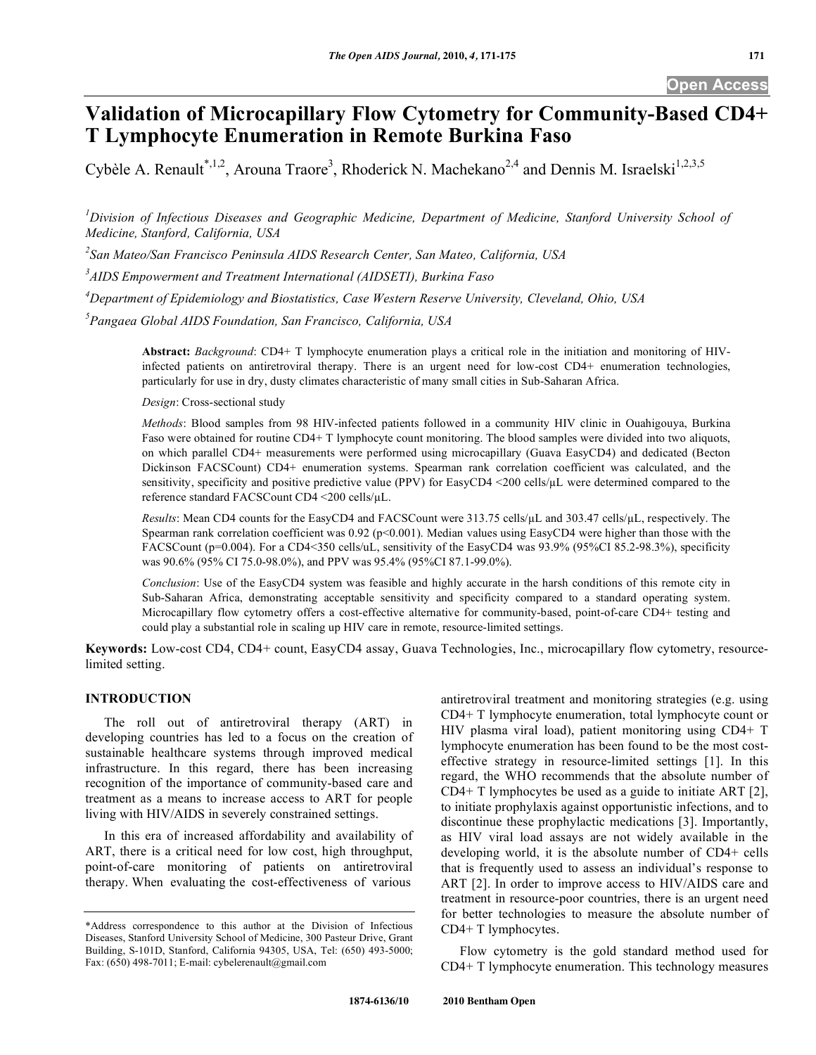Open Access

# Validation of Microcapillary Flow Cytometry for Community-Based CD4+ T Lymphocyte Enumeration in Remote Burkina Faso

Cybèle A. Renault[*,1,2], Arouna Traore[3], Rhoderick N. Machekano[2,4] and Dennis M. Israelski[1,2,3,5]

[1]Division of Infectious Diseases and Geographic Medicine, Department of Medicine, Stanford University School of Medicine, Stanford, California, USA

[2]San Mateo/San Francisco Peninsula AIDS Research Center, San Mateo, California, USA

[3]AIDS Empowerment and Treatment International (AIDSETI), Burkina Faso

[4]Department of Epidemiology and Biostatistics, Case Western Reserve University, Cleveland, Ohio, USA

[5]Pangaea Global AIDS Foundation, San Francisco, California, USA

**Abstract:** *Background*: CD4+ T lymphocyte enumeration plays a critical role in the initiation and monitoring of HIV-infected patients on antiretroviral therapy. There is an urgent need for low-cost CD4+ enumeration technologies, particularly for use in dry, dusty climates characteristic of many small cities in Sub-Saharan Africa.

*Design*: Cross-sectional study

*Methods*: Blood samples from 98 HIV-infected patients followed in a community HIV clinic in Ouahigouya, Burkina Faso were obtained for routine CD4+ T lymphocyte count monitoring. The blood samples were divided into two aliquots, on which parallel CD4+ measurements were performed using microcapillary (Guava EasyCD4) and dedicated (Becton Dickinson FACSCount) CD4+ enumeration systems. Spearman rank correlation coefficient was calculated, and the sensitivity, specificity and positive predictive value (PPV) for EasyCD4 <200 cells/μL were determined compared to the reference standard FACSCount CD4 <200 cells/μL.

*Results*: Mean CD4 counts for the EasyCD4 and FACSCount were 313.75 cells/μL and 303.47 cells/μL, respectively. The Spearman rank correlation coefficient was 0.92 ($p<0.001$). Median values using EasyCD4 were higher than those with the FACSCount ($p=0.004$). For a CD4<350 cells/uL, sensitivity of the EasyCD4 was 93.9% (95%CI 85.2-98.3%), specificity was 90.6% (95% CI 75.0-98.0%), and PPV was 95.4% (95%CI 87.1-99.0%).

*Conclusion*: Use of the EasyCD4 system was feasible and highly accurate in the harsh conditions of this remote city in Sub-Saharan Africa, demonstrating acceptable sensitivity and specificity compared to a standard operating system. Microcapillary flow cytometry offers a cost-effective alternative for community-based, point-of-care CD4+ testing and could play a substantial role in scaling up HIV care in remote, resource-limited settings.

**Keywords:** Low-cost CD4, CD4+ count, EasyCD4 assay, Guava Technologies, Inc., microcapillary flow cytometry, resource-limited setting.

## INTRODUCTION

The roll out of antiretroviral therapy (ART) in developing countries has led to a focus on the creation of sustainable healthcare systems through improved medical infrastructure. In this regard, there has been increasing recognition of the importance of community-based care and treatment as a means to increase access to ART for people living with HIV/AIDS in severely constrained settings.

In this era of increased affordability and availability of ART, there is a critical need for low cost, high throughput, point-of-care monitoring of patients on antiretroviral therapy. When evaluating the cost-effectiveness of various antiretroviral treatment and monitoring strategies (e.g. using CD4+ T lymphocyte enumeration, total lymphocyte count or HIV plasma viral load), patient monitoring using CD4+ T lymphocyte enumeration has been found to be the most cost-effective strategy in resource-limited settings [1]. In this regard, the WHO recommends that the absolute number of CD4+ T lymphocytes be used as a guide to initiate ART [2], to initiate prophylaxis against opportunistic infections, and to discontinue these prophylactic medications [3]. Importantly, as HIV viral load assays are not widely available in the developing world, it is the absolute number of CD4+ cells that is frequently used to assess an individual's response to ART [2]. In order to improve access to HIV/AIDS care and treatment in resource-poor countries, there is an urgent need for better technologies to measure the absolute number of CD4+ T lymphocytes.

Flow cytometry is the gold standard method used for CD4+ T lymphocyte enumeration. This technology measures

*Address correspondence to this author at the Division of Infectious Diseases, Stanford University School of Medicine, 300 Pasteur Drive, Grant Building, S-101D, Stanford, California 94305, USA, Tel: (650) 493-5000; Fax: (650) 498-7011; E-mail: cybelerenault@gmail.com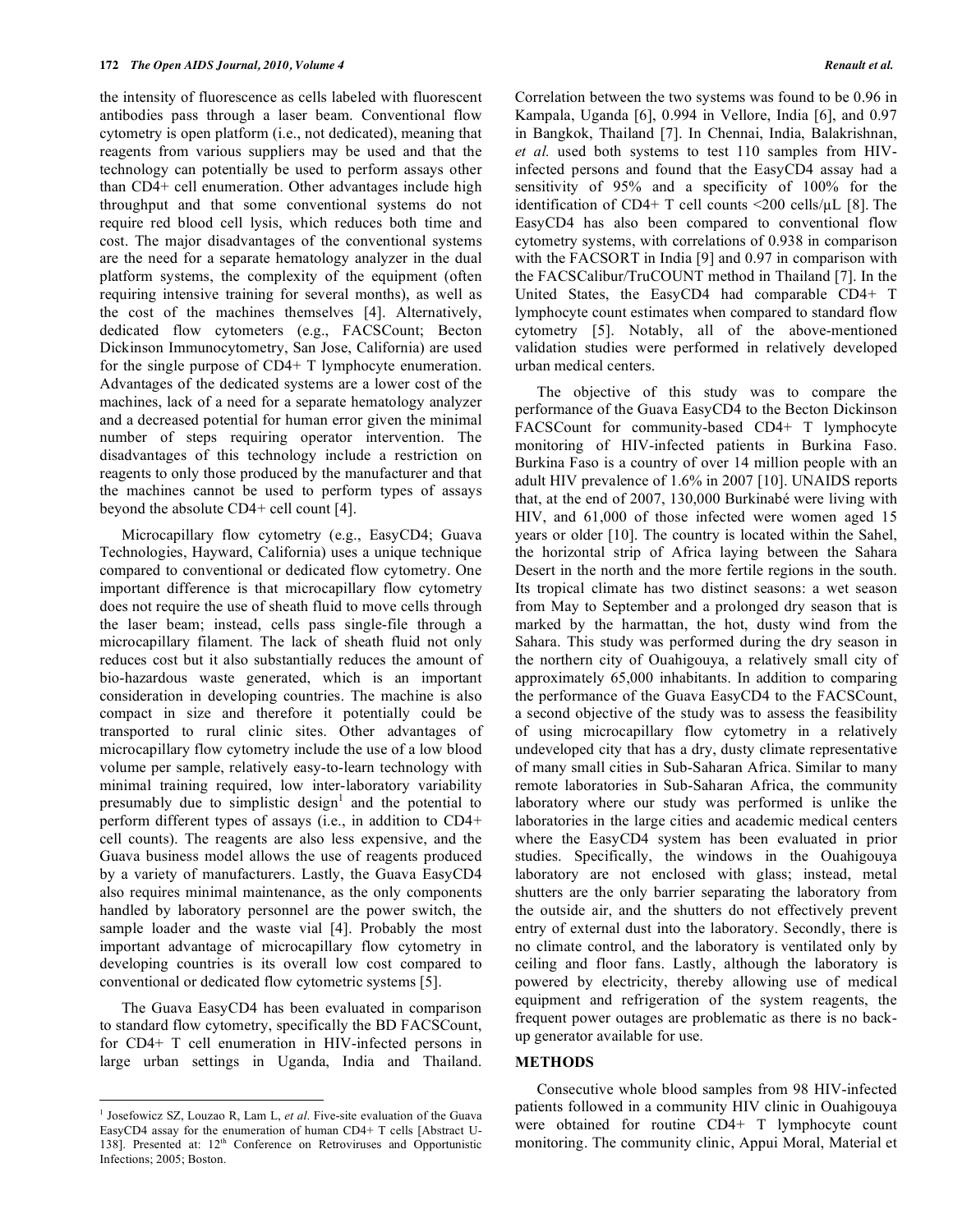the intensity of fluorescence as cells labeled with fluorescent antibodies pass through a laser beam. Conventional flow cytometry is open platform (i.e., not dedicated), meaning that reagents from various suppliers may be used and that the technology can potentially be used to perform assays other than CD4+ cell enumeration. Other advantages include high throughput and that some conventional systems do not require red blood cell lysis, which reduces both time and cost. The major disadvantages of the conventional systems are the need for a separate hematology analyzer in the dual platform systems, the complexity of the equipment (often requiring intensive training for several months), as well as the cost of the machines themselves [4]. Alternatively, dedicated flow cytometers (e.g., FACSCount; Becton Dickinson Immunocytometry, San Jose, California) are used for the single purpose of CD4+ T lymphocyte enumeration. Advantages of the dedicated systems are a lower cost of the machines, lack of a need for a separate hematology analyzer and a decreased potential for human error given the minimal number of steps requiring operator intervention. The disadvantages of this technology include a restriction on reagents to only those produced by the manufacturer and that the machines cannot be used to perform types of assays beyond the absolute CD4+ cell count [4].

Microcapillary flow cytometry (e.g., EasyCD4; Guava Technologies, Hayward, California) uses a unique technique compared to conventional or dedicated flow cytometry. One important difference is that microcapillary flow cytometry does not require the use of sheath fluid to move cells through the laser beam; instead, cells pass single-file through a microcapillary filament. The lack of sheath fluid not only reduces cost but it also substantially reduces the amount of bio-hazardous waste generated, which is an important consideration in developing countries. The machine is also compact in size and therefore it potentially could be transported to rural clinic sites. Other advantages of microcapillary flow cytometry include the use of a low blood volume per sample, relatively easy-to-learn technology with minimal training required, low inter-laboratory variability presumably due to simplistic design[1] and the potential to perform different types of assays (i.e., in addition to CD4+ cell counts). The reagents are also less expensive, and the Guava business model allows the use of reagents produced by a variety of manufacturers. Lastly, the Guava EasyCD4 also requires minimal maintenance, as the only components handled by laboratory personnel are the power switch, the sample loader and the waste vial [4]. Probably the most important advantage of microcapillary flow cytometry in developing countries is its overall low cost compared to conventional or dedicated flow cytometric systems [5].

The Guava EasyCD4 has been evaluated in comparison to standard flow cytometry, specifically the BD FACSCount, for CD4+ T cell enumeration in HIV-infected persons in large urban settings in Uganda, India and Thailand. Correlation between the two systems was found to be 0.96 in Kampala, Uganda [6], 0.994 in Vellore, India [6], and 0.97 in Bangkok, Thailand [7]. In Chennai, India, Balakrishnan, *et al.* used both systems to test 110 samples from HIV-infected persons and found that the EasyCD4 assay had a sensitivity of 95% and a specificity of 100% for the identification of CD4+ T cell counts <200 cells/μL [8]. The EasyCD4 has also been compared to conventional flow cytometry systems, with correlations of 0.938 in comparison with the FACSORT in India [9] and 0.97 in comparison with the FACSCalibur/TruCOUNT method in Thailand [7]. In the United States, the EasyCD4 had comparable CD4+ T lymphocyte count estimates when compared to standard flow cytometry [5]. Notably, all of the above-mentioned validation studies were performed in relatively developed urban medical centers.

The objective of this study was to compare the performance of the Guava EasyCD4 to the Becton Dickinson FACSCount for community-based CD4+ T lymphocyte monitoring of HIV-infected patients in Burkina Faso. Burkina Faso is a country of over 14 million people with an adult HIV prevalence of 1.6% in 2007 [10]. UNAIDS reports that, at the end of 2007, 130,000 Burkinabé were living with HIV, and 61,000 of those infected were women aged 15 years or older [10]. The country is located within the Sahel, the horizontal strip of Africa laying between the Sahara Desert in the north and the more fertile regions in the south. Its tropical climate has two distinct seasons: a wet season from May to September and a prolonged dry season that is marked by the harmattan, the hot, dusty wind from the Sahara. This study was performed during the dry season in the northern city of Ouahigouya, a relatively small city of approximately 65,000 inhabitants. In addition to comparing the performance of the Guava EasyCD4 to the FACSCount, a second objective of the study was to assess the feasibility of using microcapillary flow cytometry in a relatively undeveloped city that has a dry, dusty climate representative of many small cities in Sub-Saharan Africa. Similar to many remote laboratories in Sub-Saharan Africa, the community laboratory where our study was performed is unlike the laboratories in the large cities and academic medical centers where the EasyCD4 system has been evaluated in prior studies. Specifically, the windows in the Ouahigouya laboratory are not enclosed with glass; instead, metal shutters are the only barrier separating the laboratory from the outside air, and the shutters do not effectively prevent entry of external dust into the laboratory. Secondly, there is no climate control, and the laboratory is ventilated only by ceiling and floor fans. Lastly, although the laboratory is powered by electricity, thereby allowing use of medical equipment and refrigeration of the system reagents, the frequent power outages are problematic as there is no back-up generator available for use.

## METHODS

Consecutive whole blood samples from 98 HIV-infected patients followed in a community HIV clinic in Ouahigouya were obtained for routine CD4+ T lymphocyte count monitoring. The community clinic, Appui Moral, Material et

---

[1] Josefowicz SZ, Louzao R, Lam L, *et al*. Five-site evaluation of the Guava EasyCD4 assay for the enumeration of human CD4+ T cells [Abstract U-138]. Presented at: 12th Conference on Retroviruses and Opportunistic Infections; 2005; Boston.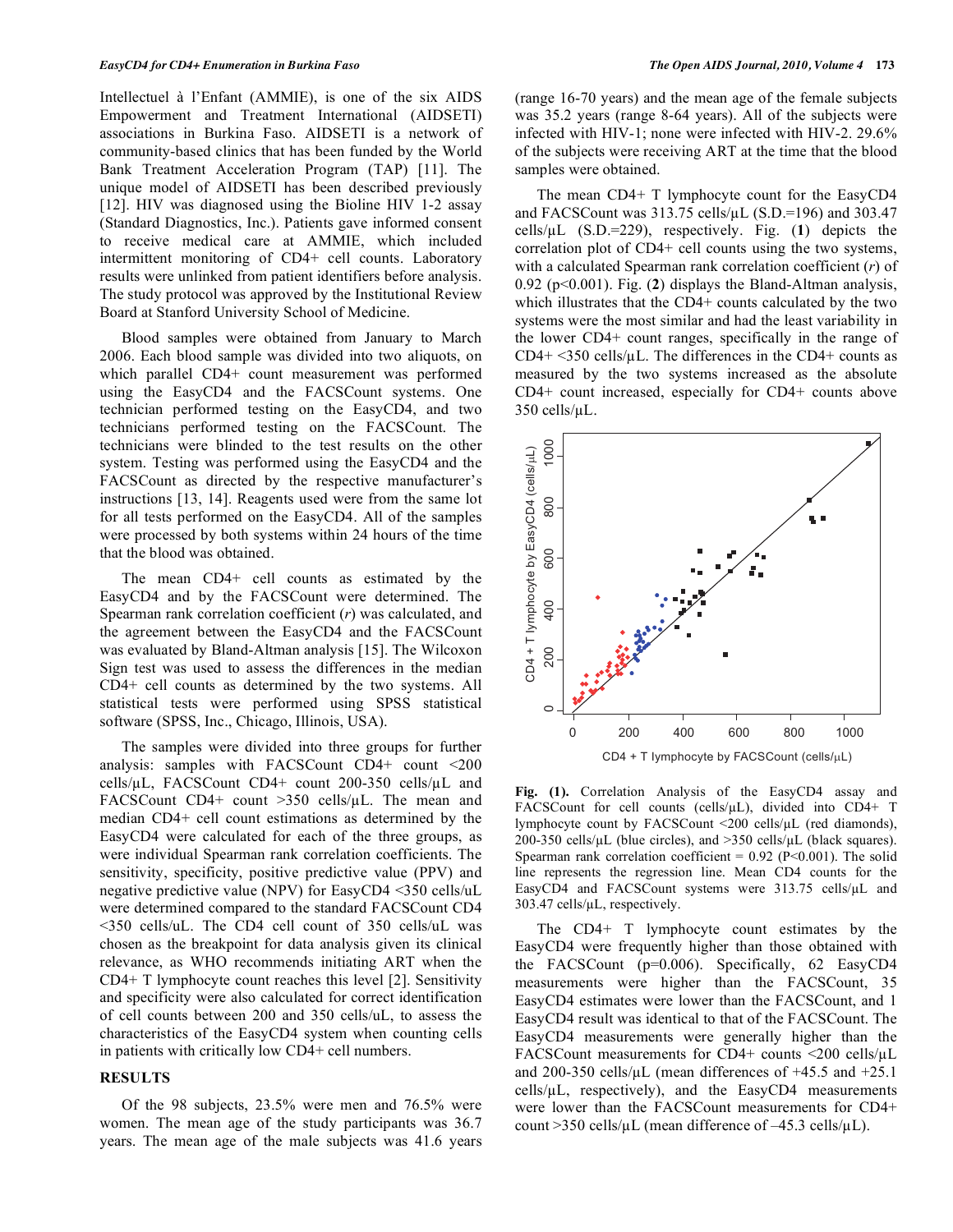Intellectuel à l'Enfant (AMMIE), is one of the six AIDS Empowerment and Treatment International (AIDSETI) associations in Burkina Faso. AIDSETI is a network of community-based clinics that has been funded by the World Bank Treatment Acceleration Program (TAP) [11]. The unique model of AIDSETI has been described previously [12]. HIV was diagnosed using the Bioline HIV 1-2 assay (Standard Diagnostics, Inc.). Patients gave informed consent to receive medical care at AMMIE, which included intermittent monitoring of CD4+ cell counts. Laboratory results were unlinked from patient identifiers before analysis. The study protocol was approved by the Institutional Review Board at Stanford University School of Medicine.

Blood samples were obtained from January to March 2006. Each blood sample was divided into two aliquots, on which parallel CD4+ count measurement was performed using the EasyCD4 and the FACSCount systems. One technician performed testing on the EasyCD4, and two technicians performed testing on the FACSCount. The technicians were blinded to the test results on the other system. Testing was performed using the EasyCD4 and the FACSCount as directed by the respective manufacturer's instructions [13, 14]. Reagents used were from the same lot for all tests performed on the EasyCD4. All of the samples were processed by both systems within 24 hours of the time that the blood was obtained.

The mean CD4+ cell counts as estimated by the EasyCD4 and by the FACSCount were determined. The Spearman rank correlation coefficient (*r*) was calculated, and the agreement between the EasyCD4 and the FACSCount was evaluated by Bland-Altman analysis [15]. The Wilcoxon Sign test was used to assess the differences in the median CD4+ cell counts as determined by the two systems. All statistical tests were performed using SPSS statistical software (SPSS, Inc., Chicago, Illinois, USA).

The samples were divided into three groups for further analysis: samples with FACSCount CD4+ count <200 cells/μL, FACSCount CD4+ count 200-350 cells/μL and FACSCount CD4+ count >350 cells/μL. The mean and median CD4+ cell count estimations as determined by the EasyCD4 were calculated for each of the three groups, as were individual Spearman rank correlation coefficients. The sensitivity, specificity, positive predictive value (PPV) and negative predictive value (NPV) for EasyCD4 <350 cells/uL were determined compared to the standard FACSCount CD4 <350 cells/uL. The CD4 cell count of 350 cells/uL was chosen as the breakpoint for data analysis given its clinical relevance, as WHO recommends initiating ART when the CD4+ T lymphocyte count reaches this level [2]. Sensitivity and specificity were also calculated for correct identification of cell counts between 200 and 350 cells/uL, to assess the characteristics of the EasyCD4 system when counting cells in patients with critically low CD4+ cell numbers.

## RESULTS

Of the 98 subjects, 23.5% were men and 76.5% were women. The mean age of the study participants was 36.7 years. The mean age of the male subjects was 41.6 years (range 16-70 years) and the mean age of the female subjects was 35.2 years (range 8-64 years). All of the subjects were infected with HIV-1; none were infected with HIV-2. 29.6% of the subjects were receiving ART at the time that the blood samples were obtained.

The mean CD4+ T lymphocyte count for the EasyCD4 and FACSCount was 313.75 cells/μL (S.D.=196) and 303.47 cells/μL (S.D.=229), respectively. Fig. (**1**) depicts the correlation plot of CD4+ cell counts using the two systems, with a calculated Spearman rank correlation coefficient (*r*) of 0.92 (p<0.001). Fig. (**2**) displays the Bland-Altman analysis, which illustrates that the CD4+ counts calculated by the two systems were the most similar and had the least variability in the lower CD4+ count ranges, specifically in the range of CD4+ <350 cells/μL. The differences in the CD4+ counts as measured by the two systems increased as the absolute CD4+ count increased, especially for CD4+ counts above 350 cells/μL.

**Fig. (1).** Correlation Analysis of the EasyCD4 assay and FACSCount for cell counts (cells/μL), divided into CD4+ T lymphocyte count by FACSCount <200 cells/μL (red diamonds), 200-350 cells/μL (blue circles), and >350 cells/μL (black squares). Spearman rank correlation coefficient = 0.92 (P<0.001). The solid line represents the regression line. Mean CD4 counts for the EasyCD4 and FACSCount systems were 313.75 cells/μL and 303.47 cells/μL, respectively.

The CD4+ T lymphocyte count estimates by the EasyCD4 were frequently higher than those obtained with the FACSCount (p=0.006). Specifically, 62 EasyCD4 measurements were higher than the FACSCount, 35 EasyCD4 estimates were lower than the FACSCount, and 1 EasyCD4 result was identical to that of the FACSCount. The EasyCD4 measurements were generally higher than the FACSCount measurements for CD4+ counts <200 cells/μL and 200-350 cells/μL (mean differences of +45.5 and +25.1 cells/μL, respectively), and the EasyCD4 measurements were lower than the FACSCount measurements for CD4+ count >350 cells/μL (mean difference of –45.3 cells/μL).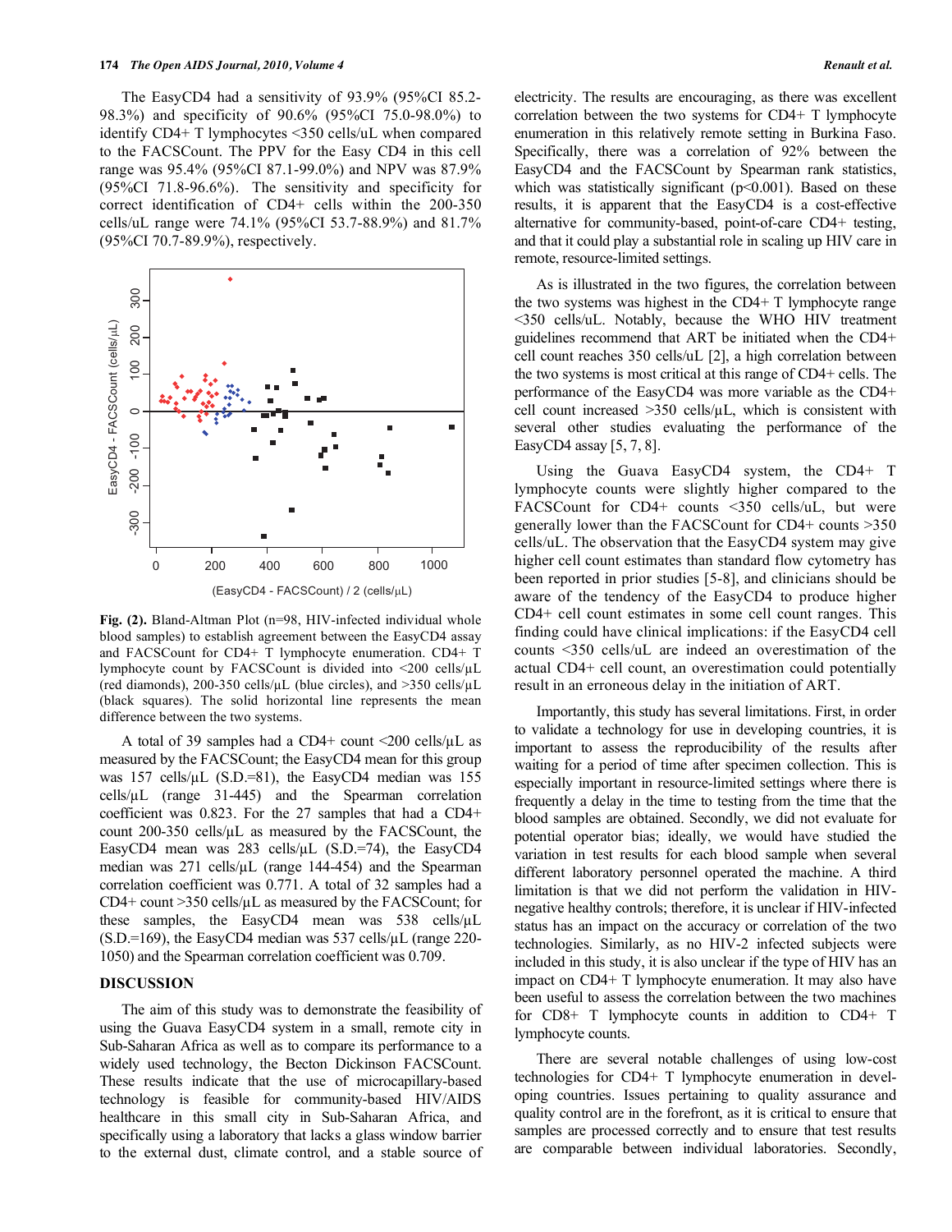The EasyCD4 had a sensitivity of 93.9% (95%CI 85.2-98.3%) and specificity of 90.6% (95%CI 75.0-98.0%) to identify CD4+ T lymphocytes <350 cells/uL when compared to the FACSCount. The PPV for the Easy CD4 in this cell range was 95.4% (95%CI 87.1-99.0%) and NPV was 87.9% (95%CI 71.8-96.6%). The sensitivity and specificity for correct identification of CD4+ cells within the 200-350 cells/uL range were 74.1% (95%CI 53.7-88.9%) and 81.7% (95%CI 70.7-89.9%), respectively.

**Fig. (2).** Bland-Altman Plot (n=98, HIV-infected individual whole blood samples) to establish agreement between the EasyCD4 assay and FACSCount for CD4+ T lymphocyte enumeration. CD4+ T lymphocyte count by FACSCount is divided into <200 cells/µL (red diamonds), 200-350 cells/µL (blue circles), and >350 cells/µL (black squares). The solid horizontal line represents the mean difference between the two systems.

A total of 39 samples had a CD4+ count <200 cells/µL as measured by the FACSCount; the EasyCD4 mean for this group was 157 cells/µL (S.D.=81), the EasyCD4 median was 155 cells/µL (range 31-445) and the Spearman correlation coefficient was 0.823. For the 27 samples that had a CD4+ count 200-350 cells/µL as measured by the FACSCount, the EasyCD4 mean was 283 cells/µL (S.D.=74), the EasyCD4 median was 271 cells/µL (range 144-454) and the Spearman correlation coefficient was 0.771. A total of 32 samples had a CD4+ count >350 cells/µL as measured by the FACSCount; for these samples, the EasyCD4 mean was 538 cells/µL (S.D.=169), the EasyCD4 median was 537 cells/µL (range 220-1050) and the Spearman correlation coefficient was 0.709.

## DISCUSSION

The aim of this study was to demonstrate the feasibility of using the Guava EasyCD4 system in a small, remote city in Sub-Saharan Africa as well as to compare its performance to a widely used technology, the Becton Dickinson FACSCount. These results indicate that the use of microcapillary-based technology is feasible for community-based HIV/AIDS healthcare in this small city in Sub-Saharan Africa, and specifically using a laboratory that lacks a glass window barrier to the external dust, climate control, and a stable source of electricity. The results are encouraging, as there was excellent correlation between the two systems for CD4+ T lymphocyte enumeration in this relatively remote setting in Burkina Faso. Specifically, there was a correlation of 92% between the EasyCD4 and the FACSCount by Spearman rank statistics, which was statistically significant ($p<0.001$). Based on these results, it is apparent that the EasyCD4 is a cost-effective alternative for community-based, point-of-care CD4+ testing, and that it could play a substantial role in scaling up HIV care in remote, resource-limited settings.

As is illustrated in the two figures, the correlation between the two systems was highest in the CD4+ T lymphocyte range <350 cells/uL. Notably, because the WHO HIV treatment guidelines recommend that ART be initiated when the CD4+ cell count reaches 350 cells/uL [2], a high correlation between the two systems is most critical at this range of CD4+ cells. The performance of the EasyCD4 was more variable as the CD4+ cell count increased >350 cells/µL, which is consistent with several other studies evaluating the performance of the EasyCD4 assay [5, 7, 8].

Using the Guava EasyCD4 system, the CD4+ T lymphocyte counts were slightly higher compared to the FACSCount for CD4+ counts <350 cells/uL, but were generally lower than the FACSCount for CD4+ counts >350 cells/uL. The observation that the EasyCD4 system may give higher cell count estimates than standard flow cytometry has been reported in prior studies [5-8], and clinicians should be aware of the tendency of the EasyCD4 to produce higher CD4+ cell count estimates in some cell count ranges. This finding could have clinical implications: if the EasyCD4 cell counts <350 cells/uL are indeed an overestimation of the actual CD4+ cell count, an overestimation could potentially result in an erroneous delay in the initiation of ART.

Importantly, this study has several limitations. First, in order to validate a technology for use in developing countries, it is important to assess the reproducibility of the results after waiting for a period of time after specimen collection. This is especially important in resource-limited settings where there is frequently a delay in the time to testing from the time that the blood samples are obtained. Secondly, we did not evaluate for potential operator bias; ideally, we would have studied the variation in test results for each blood sample when several different laboratory personnel operated the machine. A third limitation is that we did not perform the validation in HIV-negative healthy controls; therefore, it is unclear if HIV-infected status has an impact on the accuracy or correlation of the two technologies. Similarly, as no HIV-2 infected subjects were included in this study, it is also unclear if the type of HIV has an impact on CD4+ T lymphocyte enumeration. It may also have been useful to assess the correlation between the two machines for CD8+ T lymphocyte counts in addition to CD4+ T lymphocyte counts.

There are several notable challenges of using low-cost technologies for CD4+ T lymphocyte enumeration in developing countries. Issues pertaining to quality assurance and quality control are in the forefront, as it is critical to ensure that samples are processed correctly and to ensure that test results are comparable between individual laboratories. Secondly,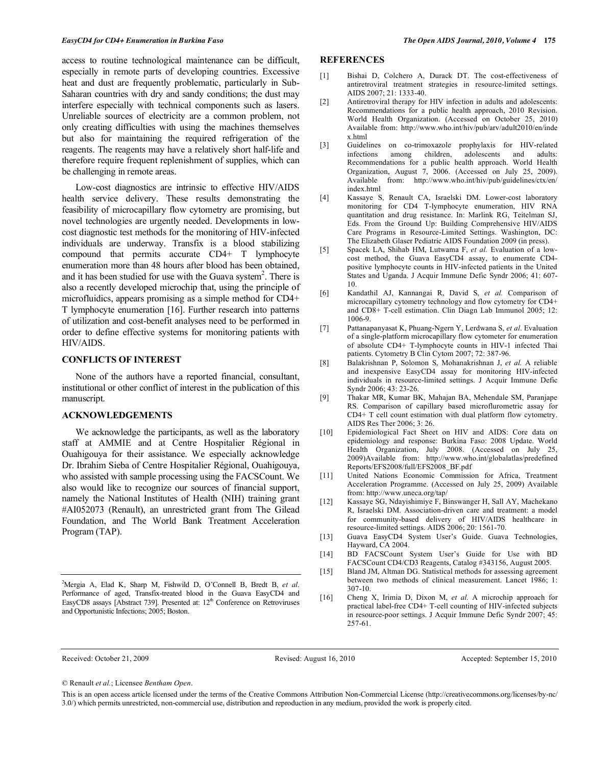access to routine technological maintenance can be difficult, especially in remote parts of developing countries. Excessive heat and dust are frequently problematic, particularly in Sub-Saharan countries with dry and sandy conditions; the dust may interfere especially with technical components such as lasers. Unreliable sources of electricity are a common problem, not only creating difficulties with using the machines themselves but also for maintaining the required refrigeration of the reagents. The reagents may have a relatively short half-life and therefore require frequent replenishment of supplies, which can be challenging in remote areas.

Low-cost diagnostics are intrinsic to effective HIV/AIDS health service delivery. These results demonstrating the feasibility of microcapillary flow cytometry are promising, but novel technologies are urgently needed. Developments in low-cost diagnostic test methods for the monitoring of HIV-infected individuals are underway. Transfix is a blood stabilizing compound that permits accurate CD4+ T lymphocyte enumeration more than 48 hours after blood has been obtained, and it has been studied for use with the Guava system[2]. There is also a recently developed microchip that, using the principle of microfluidics, appears promising as a simple method for CD4+ T lymphocyte enumeration [16]. Further research into patterns of utilization and cost-benefit analyses need to be performed in order to define effective systems for monitoring patients with HIV/AIDS.

## CONFLICTS OF INTEREST

None of the authors have a reported financial, consultant, institutional or other conflict of interest in the publication of this manuscript.

## ACKNOWLEDGEMENTS

We acknowledge the participants, as well as the laboratory staff at AMMIE and at Centre Hospitalier Régional in Ouahigouya for their assistance. We especially acknowledge Dr. Ibrahim Sieba of Centre Hospitalier Régional, Ouahigouya, who assisted with sample processing using the FACSCount. We also would like to recognize our sources of financial support, namely the National Institutes of Health (NIH) training grant #AI052073 (Renault), an unrestricted grant from The Gilead Foundation, and The World Bank Treatment Acceleration Program (TAP).

[2]Mergia A, Elad K, Sharp M, Fishwild D, O'Connell B, Bredt B, *et al.* Performance of aged, Transfix-treated blood in the Guava EasyCD4 and EasyCD8 assays [Abstract 739]. Presented at: 12th Conference on Retroviruses and Opportunistic Infections; 2005; Boston.

## REFERENCES

[1] Bishai D, Colchero A, Durack DT. The cost-effectiveness of antiretroviral treatment strategies in resource-limited settings. AIDS 2007; 21: 1333-40.

[2] Antiretroviral therapy for HIV infection in adults and adolescents: Recommendations for a public health approach, 2010 Revision. World Health Organization. (Accessed on October 25, 2010) Available from: http://www.who.int/hiv/pub/arv/adult2010/en/index.html

[3] Guidelines on co-trimoxazole prophylaxis for HIV-related infections among children, adolescents and adults: Recommendations for a public health approach. World Health Organization, August 7, 2006. (Accessed on July 25, 2009). Available from: http://www.who.int/hiv/pub/guidelines/ctx/en/index.html

[4] Kassaye S, Renault CA, Israelski DM. Lower-cost laboratory monitoring for CD4 T-lymphocyte enumeration, HIV RNA quantitation and drug resistance. In: Marlink RG, Teitelman SJ, Eds. From the Ground Up: Building Comprehensive HIV/AIDS Care Programs in Resource-Limited Settings. Washington, DC: The Elizabeth Glaser Pediatric AIDS Foundation 2009 (in press).

[5] Spacek LA, Shihab HM, Lutwama F, *et al.* Evaluation of a low-cost method, the Guava EasyCD4 assay, to enumerate CD4-positive lymphocyte counts in HIV-infected patients in the United States and Uganda. J Acquir Immune Defic Syndr 2006; 41: 607-10.

[6] Kandathil AJ, Kannangai R, David S, *et al.* Comparison of microcapillary cytometry technology and flow cytometry for CD4+ and CD8+ T-cell estimation. Clin Diagn Lab Immunol 2005; 12: 1006-9.

[7] Pattanapanyasat K, Phuang-Ngern Y, Lerdwana S, *et al.* Evaluation of a single-platform microcapillary flow cytometer for enumeration of absolute CD4+ T-lymphocyte counts in HIV-1 infected Thai patients. Cytometry B Clin Cytom 2007; 72: 387-96.

[8] Balakrishnan P, Solomon S, Mohanakrishnan J, *et al.* A reliable and inexpensive EasyCD4 assay for monitoring HIV-infected individuals in resource-limited settings. J Acquir Immune Defic Syndr 2006; 43: 23-26.

[9] Thakar MR, Kumar BK, Mahajan BA, Mehendale SM, Paranjape RS. Comparison of capillary based microflurometric assay for CD4+ T cell count estimation with dual platform flow cytometry. AIDS Res Ther 2006; 3: 26.

[10] Epidemiological Fact Sheet on HIV and AIDS: Core data on epidemiology and response: Burkina Faso: 2008 Update. World Health Organization, July 2008. (Accessed on July 25, 2009)Available from: http://www.who.int/globalatlas/predefinedReports/EFS2008/full/EFS2008_BF.pdf

[11] United Nations Economic Commission for Africa, Treatment Acceleration Programme. (Accessed on July 25, 2009) Available from: http://www.uneca.org/tap/

[12] Kassaye SG, Ndayishimiye F, Binswanger H, Sall AY, Machekano R, Israelski DM. Association-driven care and treatment: a model for community-based delivery of HIV/AIDS healthcare in resource-limited settings. AIDS 2006; 20: 1561-70.

[13] Guava EasyCD4 System User's Guide. Guava Technologies, Hayward, CA 2004.

[14] BD FACSCount System User's Guide for Use with BD FACSCount CD4/CD3 Reagents, Catalog #343156, August 2005.

[15] Bland JM, Altman DG. Statistical methods for assessing agreement between two methods of clinical measurement. Lancet 1986; 1: 307-10.

[16] Cheng X, Irimia D, Dixon M, *et al.* A microchip approach for practical label-free CD4+ T-cell counting of HIV-infected subjects in resource-poor settings. J Acquir Immune Defic Syndr 2007; 45: 257-61.

Received: October 21, 2009 Revised: August 16, 2010 Accepted: September 15, 2010

© Renault *et al.*; Licensee *Bentham Open*.

This is an open access article licensed under the terms of the Creative Commons Attribution Non-Commercial License (http://creativecommons.org/licenses/by-nc/3.0/) which permits unrestricted, non-commercial use, distribution and reproduction in any medium, provided the work is properly cited.